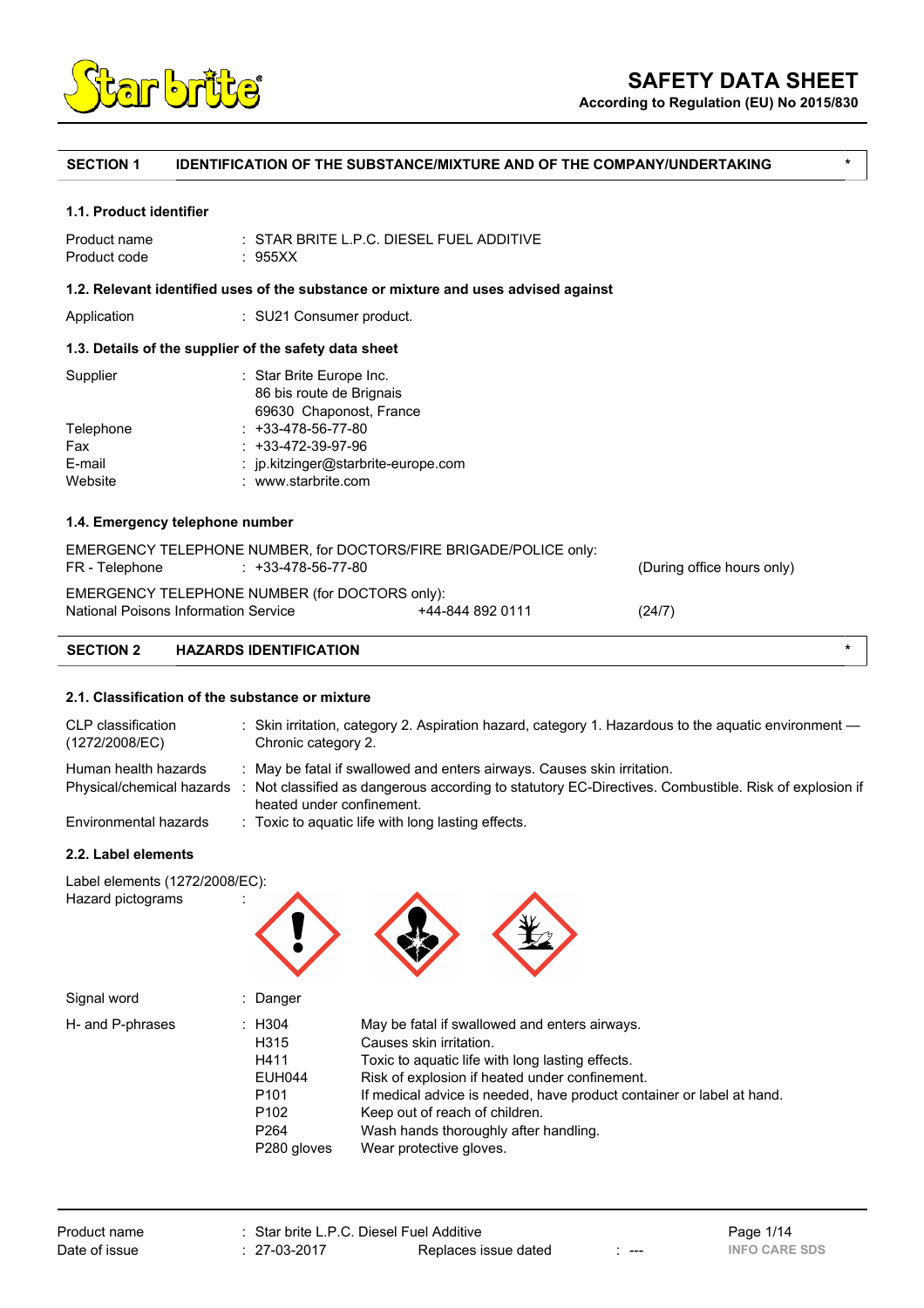# SAFETY DATA SHEET

**According to Regulation (EU) No 2015/830**

## SECTION 1 IDENTIFICATION OF THE SUBSTANCE/MIXTURE AND OF THE COMPANY/UNDERTAKING *

### 1.1. Product identifier

| | |
|---|---|
| Product name | : STAR BRITE L.P.C. DIESEL FUEL ADDITIVE |
| Product code | : 955XX |

### 1.2. Relevant identified uses of the substance or mixture and uses advised against

| | |
|---|---|
| Application | : SU21 Consumer product. |

### 1.3. Details of the supplier of the safety data sheet

| | |
|---|---|
| Supplier | : Star Brite Europe Inc.<br>86 bis route de Brignais<br>69630 Chaponost, France |
| Telephone | : +33-478-56-77-80 |
| Fax | : +33-472-39-97-96 |
| E-mail | : jp.kitzinger@starbrite-europe.com |
| Website | : www.starbrite.com |

### 1.4. Emergency telephone number

EMERGENCY TELEPHONE NUMBER, for DOCTORS/FIRE BRIGADE/POLICE only:

| | | |
|---|---|---|
| FR - Telephone | : +33-478-56-77-80 | (During office hours only) |

EMERGENCY TELEPHONE NUMBER (for DOCTORS only):

| | | |
|---|---|---|
| National Poisons Information Service | +44-844 892 0111 | (24/7) |

## SECTION 2 HAZARDS IDENTIFICATION *

### 2.1. Classification of the substance or mixture

| | |
|---|---|
| CLP classification (1272/2008/EC) | : Skin irritation, category 2. Aspiration hazard, category 1. Hazardous to the aquatic environment — Chronic category 2. |
| Human health hazards | : May be fatal if swallowed and enters airways. Causes skin irritation. |
| Physical/chemical hazards | : Not classified as dangerous according to statutory EC-Directives. Combustible. Risk of explosion if heated under confinement. |
| Environmental hazards | : Toxic to aquatic life with long lasting effects. |

### 2.2. Label elements

Label elements (1272/2008/EC):

Hazard pictograms :

Signal word : Danger

H- and P-phrases :

| | |
|---|---|
| H304 | May be fatal if swallowed and enters airways. |
| H315 | Causes skin irritation. |
| H411 | Toxic to aquatic life with long lasting effects. |
| EUH044 | Risk of explosion if heated under confinement. |
| P101 | If medical advice is needed, have product container or label at hand. |
| P102 | Keep out of reach of children. |
| P264 | Wash hands thoroughly after handling. |
| P280 gloves | Wear protective gloves. |

| | | | |
|---|---|---|---|
| Product name | : Star brite L.P.C. Diesel Fuel Additive | | |
| Date of issue | : 27-03-2017 | Replaces issue dated | : --- |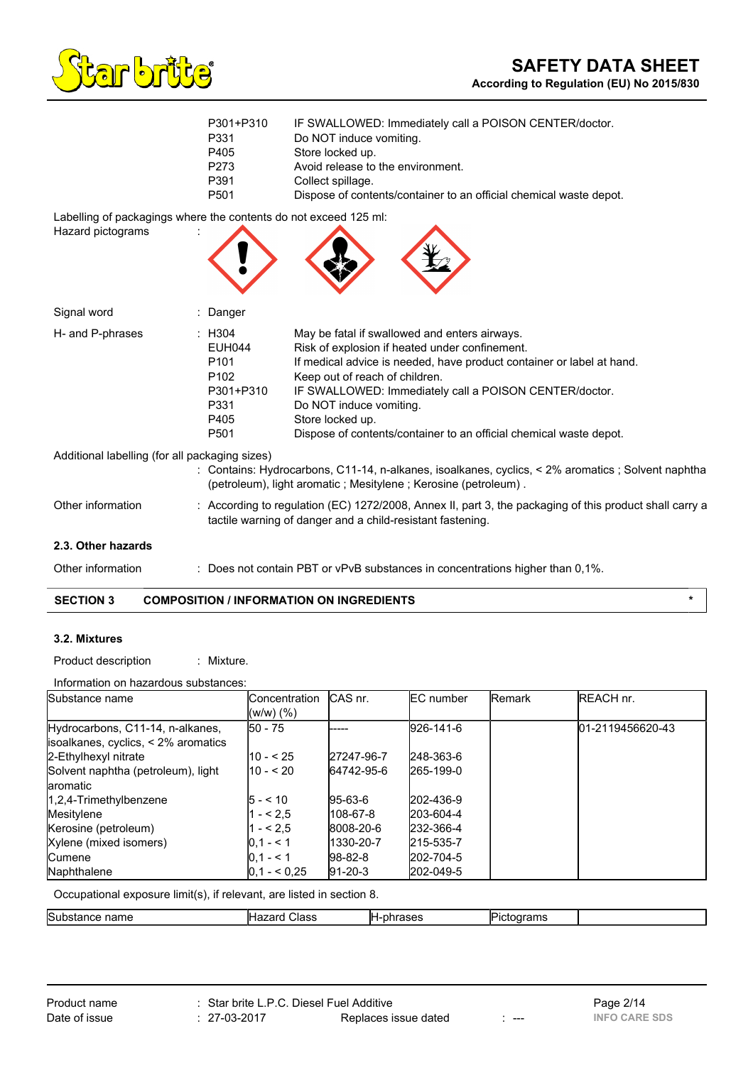| | |
|---|---|
| P301+P310 | IF SWALLOWED: Immediately call a POISON CENTER/doctor. |
| P331 | Do NOT induce vomiting. |
| P405 | Store locked up. |
| P273 | Avoid release to the environment. |
| P391 | Collect spillage. |
| P501 | Dispose of contents/container to an official chemical waste depot. |

Labelling of packagings where the contents do not exceed 125 ml:

Hazard pictograms :

Signal word : Danger

H- and P-phrases :

| | |
|---|---|
| H304 | May be fatal if swallowed and enters airways. |
| EUH044 | Risk of explosion if heated under confinement. |
| P101 | If medical advice is needed, have product container or label at hand. |
| P102 | Keep out of reach of children. |
| P301+P310 | IF SWALLOWED: Immediately call a POISON CENTER/doctor. |
| P331 | Do NOT induce vomiting. |
| P405 | Store locked up. |
| P501 | Dispose of contents/container to an official chemical waste depot. |

Additional labelling (for all packaging sizes)
: Contains: Hydrocarbons, C11-14, n-alkanes, isoalkanes, cyclics, < 2% aromatics ; Solvent naphtha (petroleum), light aromatic ; Mesitylene ; Kerosine (petroleum) .

Other information : According to regulation (EC) 1272/2008, Annex II, part 3, the packaging of this product shall carry a tactile warning of danger and a child-resistant fastening.

### 2.3. Other hazards

Other information : Does not contain PBT or vPvB substances in concentrations higher than 0,1%.

## SECTION 3 COMPOSITION / INFORMATION ON INGREDIENTS *

### 3.2. Mixtures

Product description : Mixture.

Information on hazardous substances:

| Substance name | Concentration (w/w) (%) | CAS nr. | EC number | Remark | REACH nr. |
|---|---|---|---|---|---|
| Hydrocarbons, C11-14, n-alkanes, isoalkanes, cyclics, < 2% aromatics | 50 - 75 | ----- | 926-141-6 | | 01-2119456620-43 |
| 2-Ethylhexyl nitrate | 10 - < 25 | 27247-96-7 | 248-363-6 | | |
| Solvent naphtha (petroleum), light aromatic | 10 - < 20 | 64742-95-6 | 265-199-0 | | |
| 1,2,4-Trimethylbenzene | 5 - < 10 | 95-63-6 | 202-436-9 | | |
| Mesitylene | 1 - < 2,5 | 108-67-8 | 203-604-4 | | |
| Kerosine (petroleum) | 1 - < 2,5 | 8008-20-6 | 232-366-4 | | |
| Xylene (mixed isomers) | 0,1 - < 1 | 1330-20-7 | 215-535-7 | | |
| Cumene | 0,1 - < 1 | 98-82-8 | 202-704-5 | | |
| Naphthalene | 0,1 - < 0,25 | 91-20-3 | 202-049-5 | | |

Occupational exposure limit(s), if relevant, are listed in section 8.

| Substance name | Hazard Class | H-phrases | Pictograms | |
|---|---|---|---|---|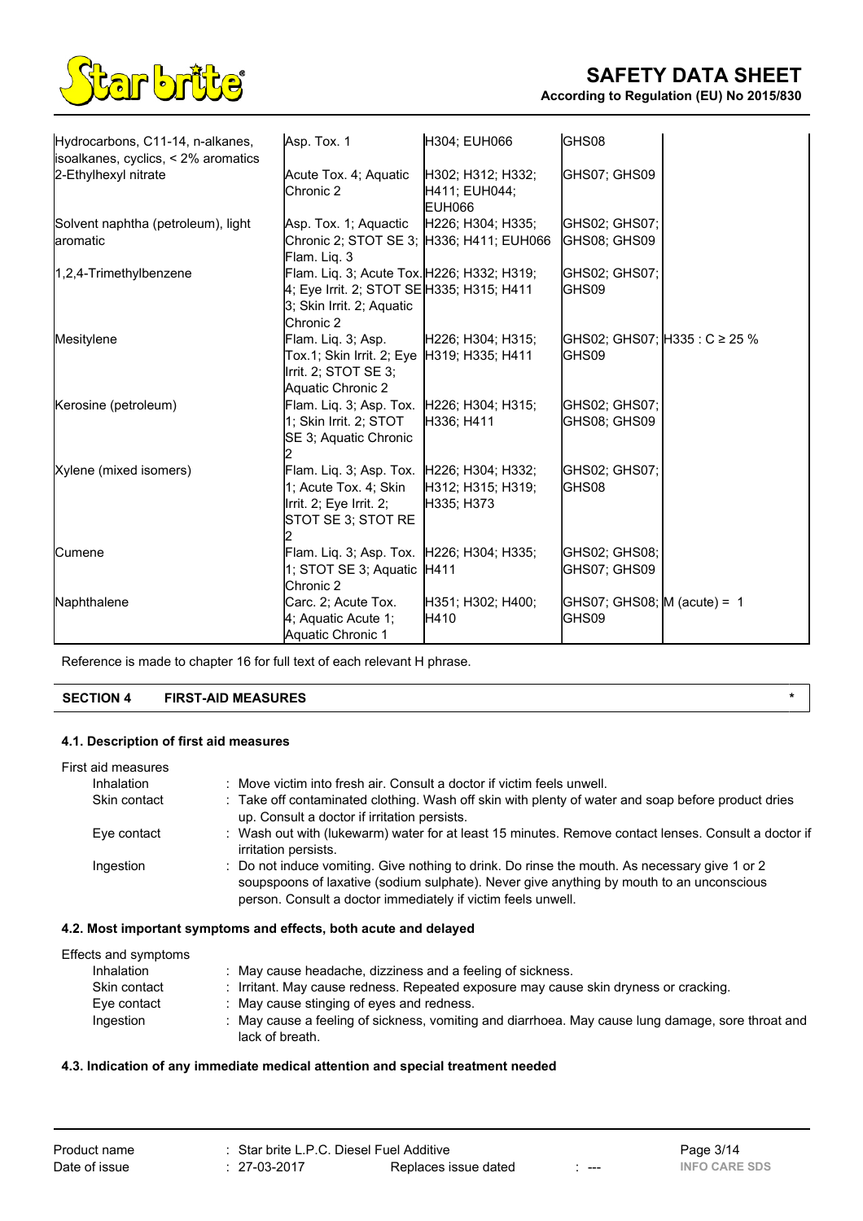| | | | | |
|---|---|---|---|---|
| Hydrocarbons, C11-14, n-alkanes, isoalkanes, cyclics, < 2% aromatics | Asp. Tox. 1 | H304; EUH066 | GHS08 | |
| 2-Ethylhexyl nitrate | Acute Tox. 4; Aquatic Chronic 2 | H302; H312; H332; H411; EUH044; EUH066 | GHS07; GHS09 | |
| Solvent naphtha (petroleum), light aromatic | Asp. Tox. 1; Aquatic Chronic 2; STOT SE 3; Flam. Liq. 3 | H226; H304; H335; H336; H411; EUH066 | GHS02; GHS07; GHS08; GHS09 | |
| 1,2,4-Trimethylbenzene | Flam. Liq. 3; Acute Tox. 4; Eye Irrit. 2; STOT SE 3; Skin Irrit. 2; Aquatic Chronic 2 | H226; H332; H319; H335; H315; H411 | GHS02; GHS07; GHS09 | |
| Mesitylene | Flam. Liq. 3; Asp. Tox.1; Skin Irrit. 2; Eye Irrit. 2; STOT SE 3; Aquatic Chronic 2 | H226; H304; H315; H319; H335; H411 | GHS02; GHS07; GHS09 | H335 : C ≥ 25 % |
| Kerosine (petroleum) | Flam. Liq. 3; Asp. Tox. 1; Skin Irrit. 2; STOT SE 3; Aquatic Chronic 2 | H226; H304; H315; H336; H411 | GHS02; GHS07; GHS08; GHS09 | |
| Xylene (mixed isomers) | Flam. Liq. 3; Asp. Tox. 1; Acute Tox. 4; Skin Irrit. 2; Eye Irrit. 2; STOT SE 3; STOT RE 2 | H226; H304; H332; H312; H315; H319; H335; H373 | GHS02; GHS07; GHS08 | |
| Cumene | Flam. Liq. 3; Asp. Tox. 1; STOT SE 3; Aquatic Chronic 2 | H226; H304; H335; H411 | GHS02; GHS08; GHS07; GHS09 | |
| Naphthalene | Carc. 2; Acute Tox. 4; Aquatic Acute 1; Aquatic Chronic 1 | H351; H302; H400; H410 | GHS07; GHS08; GHS09 | M (acute) = 1 |

Reference is made to chapter 16 for full text of each relevant H phrase.

## SECTION 4 FIRST-AID MEASURES *

### 4.1. Description of first aid measures

First aid measures

- Inhalation : Move victim into fresh air. Consult a doctor if victim feels unwell.
- Skin contact : Take off contaminated clothing. Wash off skin with plenty of water and soap before product dries up. Consult a doctor if irritation persists.
- Eye contact : Wash out with (lukewarm) water for at least 15 minutes. Remove contact lenses. Consult a doctor if irritation persists.
- Ingestion : Do not induce vomiting. Give nothing to drink. Do rinse the mouth. As necessary give 1 or 2 soupspoons of laxative (sodium sulphate). Never give anything by mouth to an unconscious person. Consult a doctor immediately if victim feels unwell.

### 4.2. Most important symptoms and effects, both acute and delayed

Effects and symptoms

- Inhalation : May cause headache, dizziness and a feeling of sickness.
- Skin contact : Irritant. May cause redness. Repeated exposure may cause skin dryness or cracking.
- Eye contact : May cause stinging of eyes and redness.
- Ingestion : May cause a feeling of sickness, vomiting and diarrhoea. May cause lung damage, sore throat and lack of breath.

### 4.3. Indication of any immediate medical attention and special treatment needed

Product name : Star brite L.P.C. Diesel Fuel Additive
Date of issue : 27-03-2017 Replaces issue dated : ---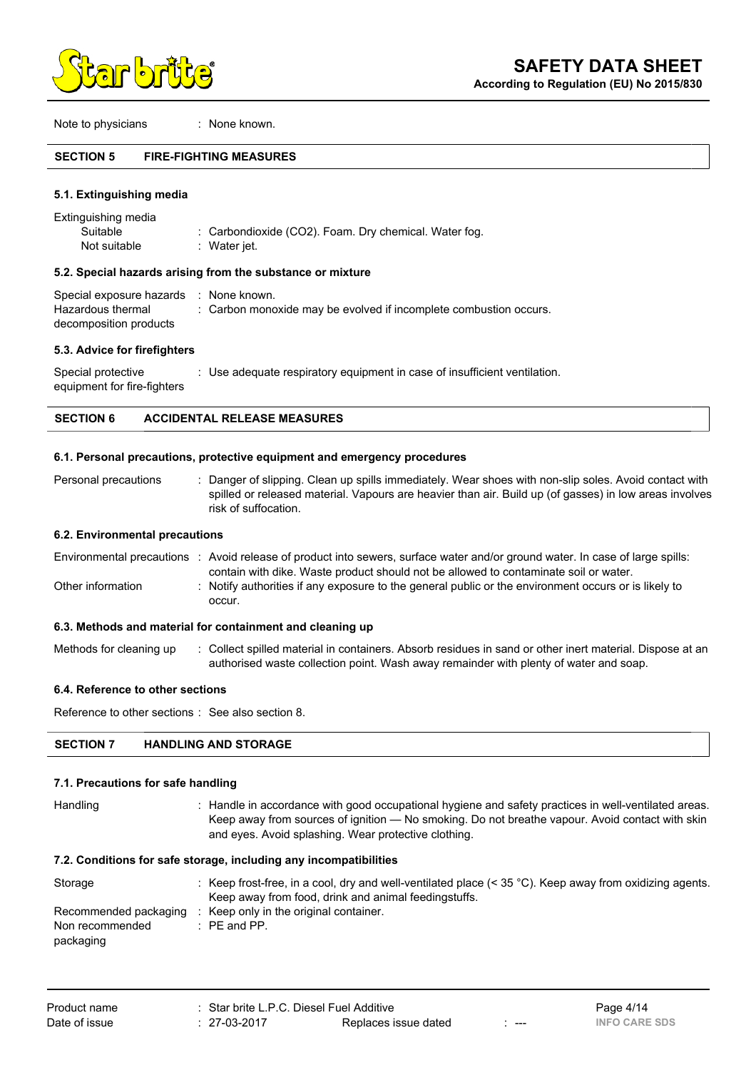Note to physicians : None known.

## SECTION 5 FIRE-FIGHTING MEASURES

### 5.1. Extinguishing media

Extinguishing media

| | |
|---|---|
| Suitable | : Carbondioxide ($CO_2$). Foam. Dry chemical. Water fog. |
| Not suitable | : Water jet. |

### 5.2. Special hazards arising from the substance or mixture

| | |
|---|---|
| Special exposure hazards | : None known. |
| Hazardous thermal decomposition products | : Carbon monoxide may be evolved if incomplete combustion occurs. |

### 5.3. Advice for firefighters

| | |
|---|---|
| Special protective equipment for fire-fighters | : Use adequate respiratory equipment in case of insufficient ventilation. |

## SECTION 6 ACCIDENTAL RELEASE MEASURES

### 6.1. Personal precautions, protective equipment and emergency procedures

| | |
|---|---|
| Personal precautions | : Danger of slipping. Clean up spills immediately. Wear shoes with non-slip soles. Avoid contact with spilled or released material. Vapours are heavier than air. Build up (of gasses) in low areas involves risk of suffocation. |

### 6.2. Environmental precautions

| | |
|---|---|
| Environmental precautions | : Avoid release of product into sewers, surface water and/or ground water. In case of large spills: contain with dike. Waste product should not be allowed to contaminate soil or water. |
| Other information | : Notify authorities if any exposure to the general public or the environment occurs or is likely to occur. |

### 6.3. Methods and material for containment and cleaning up

| | |
|---|---|
| Methods for cleaning up | : Collect spilled material in containers. Absorb residues in sand or other inert material. Dispose at an authorised waste collection point. Wash away remainder with plenty of water and soap. |

### 6.4. Reference to other sections

Reference to other sections : See also section 8.

## SECTION 7 HANDLING AND STORAGE

### 7.1. Precautions for safe handling

| | |
|---|---|
| Handling | : Handle in accordance with good occupational hygiene and safety practices in well-ventilated areas. Keep away from sources of ignition — No smoking. Do not breathe vapour. Avoid contact with skin and eyes. Avoid splashing. Wear protective clothing. |

### 7.2. Conditions for safe storage, including any incompatibilities

| | |
|---|---|
| Storage | : Keep frost-free, in a cool, dry and well-ventilated place (< 35 °C). Keep away from oxidizing agents. Keep away from food, drink and animal feedingstuffs. |
| Recommended packaging | : Keep only in the original container. |
| Non recommended packaging | : PE and PP. |

| | | | |
|---|---|---|---|
| Product name | : Star brite L.P.C. Diesel Fuel Additive | | |
| Date of issue | : 27-03-2017 | Replaces issue dated | : --- |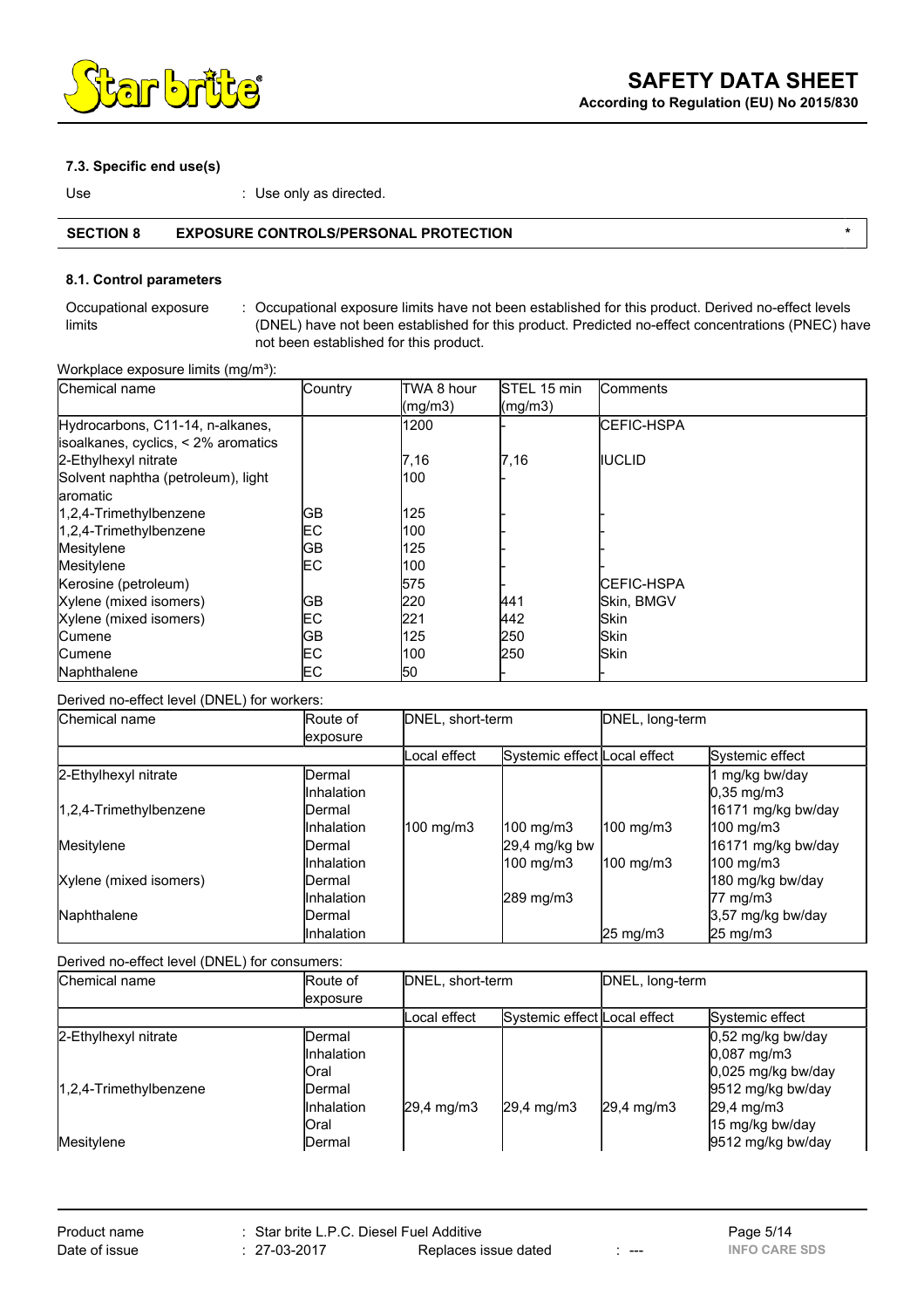### 7.3. Specific end use(s)

Use : Use only as directed.

## SECTION 8 EXPOSURE CONTROLS/PERSONAL PROTECTION *

### 8.1. Control parameters

Occupational exposure limits : Occupational exposure limits have not been established for this product. Derived no-effect levels (DNEL) have not been established for this product. Predicted no-effect concentrations (PNEC) have not been established for this product.

Workplace exposure limits (mg/m³):

| Chemical name | Country | TWA 8 hour (mg/m3) | STEL 15 min (mg/m3) | Comments |
|---|---|---|---|---|
| Hydrocarbons, C11-14, n-alkanes, isoalkanes, cyclics, < 2% aromatics | | 1200 | - | CEFIC-HSPA |
| 2-Ethylhexyl nitrate | | 7,16 | 7,16 | IUCLID |
| Solvent naphtha (petroleum), light aromatic | | 100 | - | |
| 1,2,4-Trimethylbenzene | GB | 125 | - | - |
| 1,2,4-Trimethylbenzene | EC | 100 | - | - |
| Mesitylene | GB | 125 | - | - |
| Mesitylene | EC | 100 | - | - |
| Kerosine (petroleum) | | 575 | - | CEFIC-HSPA |
| Xylene (mixed isomers) | GB | 220 | 441 | Skin, BMGV |
| Xylene (mixed isomers) | EC | 221 | 442 | Skin |
| Cumene | GB | 125 | 250 | Skin |
| Cumene | EC | 100 | 250 | Skin |
| Naphthalene | EC | 50 | - | - |

Derived no-effect level (DNEL) for workers:

| Chemical name | Route of exposure | DNEL, short-term | | DNEL, long-term | |
|---|---|---|---|---|---|
| | | Local effect | Systemic effect | Local effect | Systemic effect |
| 2-Ethylhexyl nitrate | Dermal | | | | 1 mg/kg bw/day |
| | Inhalation | | | | 0,35 mg/m3 |
| 1,2,4-Trimethylbenzene | Dermal | | | | 16171 mg/kg bw/day |
| | Inhalation | 100 mg/m3 | 100 mg/m3 | 100 mg/m3 | 100 mg/m3 |
| Mesitylene | Dermal | | 29,4 mg/kg bw | | 16171 mg/kg bw/day |
| | Inhalation | | 100 mg/m3 | 100 mg/m3 | 100 mg/m3 |
| Xylene (mixed isomers) | Dermal | | | | 180 mg/kg bw/day |
| | Inhalation | | 289 mg/m3 | | 77 mg/m3 |
| Naphthalene | Dermal | | | | 3,57 mg/kg bw/day |
| | Inhalation | | | 25 mg/m3 | 25 mg/m3 |

Derived no-effect level (DNEL) for consumers:

| Chemical name | Route of exposure | DNEL, short-term | | DNEL, long-term | |
|---|---|---|---|---|---|
| | | Local effect | Systemic effect | Local effect | Systemic effect |
| 2-Ethylhexyl nitrate | Dermal | | | | 0,52 mg/kg bw/day |
| | Inhalation | | | | 0,087 mg/m3 |
| | Oral | | | | 0,025 mg/kg bw/day |
| 1,2,4-Trimethylbenzene | Dermal | | | | 9512 mg/kg bw/day |
| | Inhalation | 29,4 mg/m3 | 29,4 mg/m3 | 29,4 mg/m3 | 29,4 mg/m3 |
| | Oral | | | | 15 mg/kg bw/day |
| Mesitylene | Dermal | | | | 9512 mg/kg bw/day |

Product name : Star brite L.P.C. Diesel Fuel Additive
Date of issue : 27-03-2017 Replaces issue dated : ---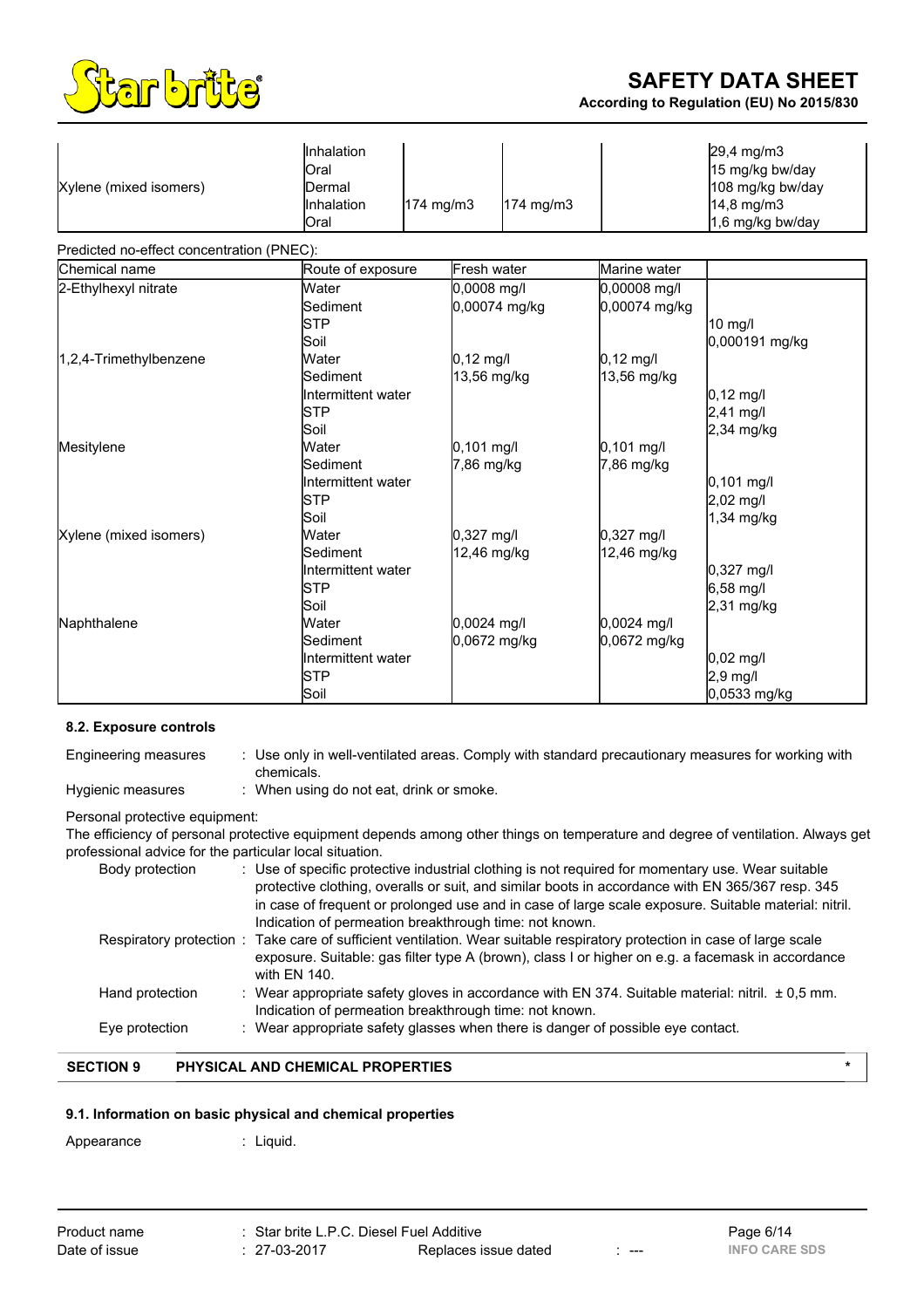| | | | | | |
|---|---|---|---|---|---|
| Xylene (mixed isomers) | Inhalation<br>Oral<br>Dermal<br>Inhalation<br>Oral | 174 mg/m3 | 174 mg/m3 | | 29,4 mg/m3<br>15 mg/kg bw/day<br>108 mg/kg bw/day<br>14,8 mg/m3<br>1,6 mg/kg bw/day |

Predicted no-effect concentration (PNEC):

| Chemical name | Route of exposure | Fresh water | Marine water | |
|---|---|---|---|---|
| 2-Ethylhexyl nitrate | Water<br>Sediment<br>STP<br>Soil | 0,0008 mg/l<br>0,00074 mg/kg | 0,00008 mg/l<br>0,00074 mg/kg | <br><br>10 mg/l<br>0,000191 mg/kg |
| 1,2,4-Trimethylbenzene | Water<br>Sediment<br>Intermittent water<br>STP<br>Soil | 0,12 mg/l<br>13,56 mg/kg | 0,12 mg/l<br>13,56 mg/kg | <br><br>0,12 mg/l<br>2,41 mg/l<br>2,34 mg/kg |
| Mesitylene | Water<br>Sediment<br>Intermittent water<br>STP<br>Soil | 0,101 mg/l<br>7,86 mg/kg | 0,101 mg/l<br>7,86 mg/kg | <br><br>0,101 mg/l<br>2,02 mg/l<br>1,34 mg/kg |
| Xylene (mixed isomers) | Water<br>Sediment<br>Intermittent water<br>STP<br>Soil | 0,327 mg/l<br>12,46 mg/kg | 0,327 mg/l<br>12,46 mg/kg | <br><br>0,327 mg/l<br>6,58 mg/l<br>2,31 mg/kg |
| Naphthalene | Water<br>Sediment<br>Intermittent water<br>STP<br>Soil | 0,0024 mg/l<br>0,0672 mg/kg | 0,0024 mg/l<br>0,0672 mg/kg | <br><br>0,02 mg/l<br>2,9 mg/l<br>0,0533 mg/kg |

### 8.2. Exposure controls

Engineering measures : Use only in well-ventilated areas. Comply with standard precautionary measures for working with chemicals.

Hygienic measures : When using do not eat, drink or smoke.

Personal protective equipment:

The efficiency of personal protective equipment depends among other things on temperature and degree of ventilation. Always get professional advice for the particular local situation.

- Body protection : Use of specific protective industrial clothing is not required for momentary use. Wear suitable protective clothing, overalls or suit, and similar boots in accordance with EN 365/367 resp. 345 in case of frequent or prolonged use and in case of large scale exposure. Suitable material: nitril. Indication of permeation breakthrough time: not known.
- Respiratory protection : Take care of sufficient ventilation. Wear suitable respiratory protection in case of large scale exposure. Suitable: gas filter type A (brown), class I or higher on e.g. a facemask in accordance with EN 140.
- Hand protection : Wear appropriate safety gloves in accordance with EN 374. Suitable material: nitril. ± 0,5 mm. Indication of permeation breakthrough time: not known.
- Eye protection : Wear appropriate safety glasses when there is danger of possible eye contact.

## SECTION 9 PHYSICAL AND CHEMICAL PROPERTIES *

### 9.1. Information on basic physical and chemical properties

Appearance : Liquid.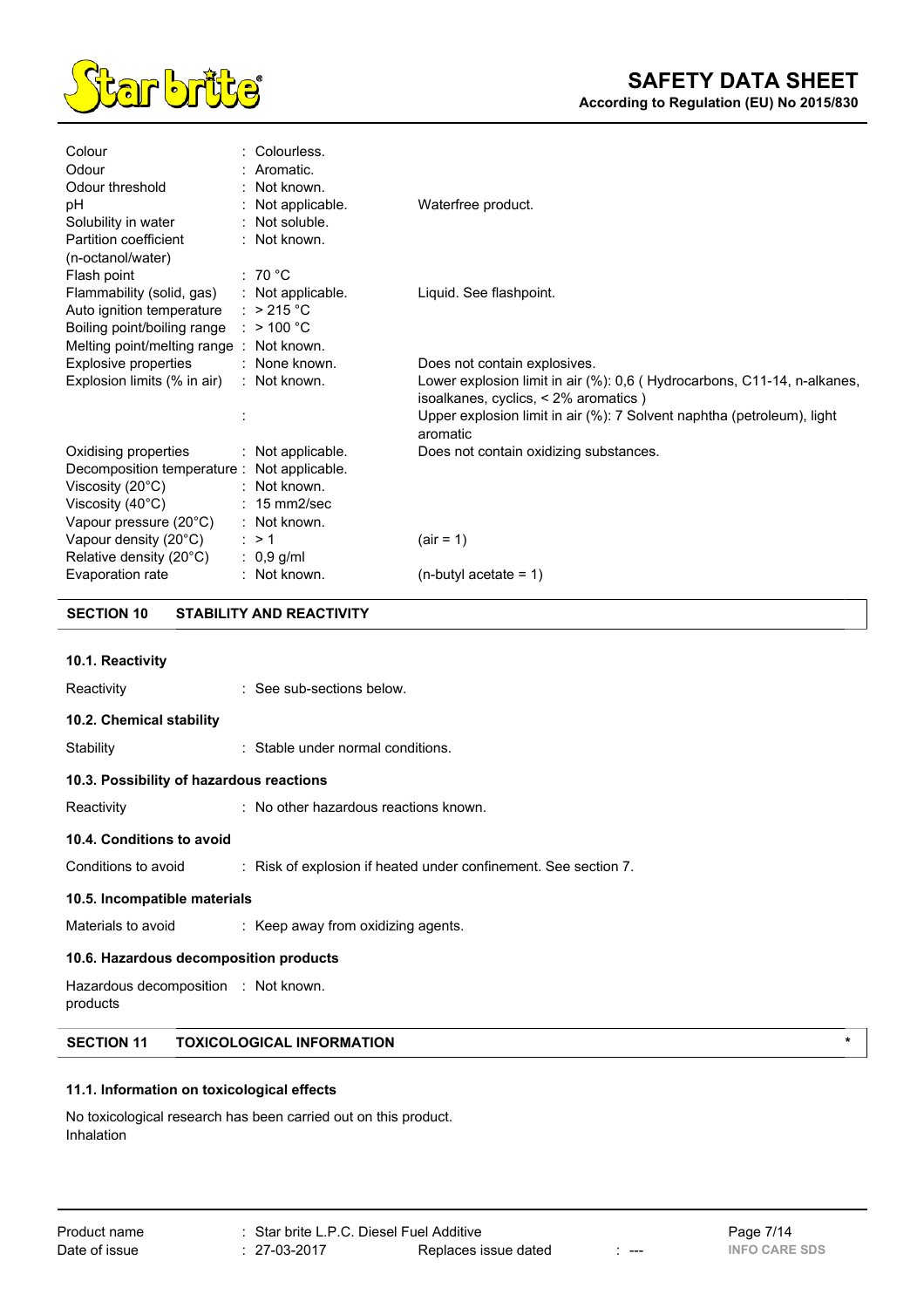| | | |
|---|---|---|
| Colour | : Colourless. | |
| Odour | : Aromatic. | |
| Odour threshold | : Not known. | |
| pH | : Not applicable. | Waterfree product. |
| Solubility in water | : Not soluble. | |
| Partition coefficient (n-octanol/water) | : Not known. | |
| Flash point | : 70 °C | |
| Flammability (solid, gas) | : Not applicable. | Liquid. See flashpoint. |
| Auto ignition temperature | : > 215 °C | |
| Boiling point/boiling range | : > 100 °C | |
| Melting point/melting range | : Not known. | |
| Explosive properties | : None known. | Does not contain explosives. |
| Explosion limits (% in air) | : Not known. | Lower explosion limit in air (%): 0,6 ( Hydrocarbons, C11-14, n-alkanes, isoalkanes, cyclics, < 2% aromatics ) |
| | : | Upper explosion limit in air (%): 7 Solvent naphtha (petroleum), light aromatic |
| Oxidising properties | : Not applicable. | Does not contain oxidizing substances. |
| Decomposition temperature | : Not applicable. | |
| Viscosity (20°C) | : Not known. | |
| Viscosity (40°C) | : 15 mm2/sec | |
| Vapour pressure (20°C) | : Not known. | |
| Vapour density (20°C) | : > 1 | (air = 1) |
| Relative density (20°C) | : 0,9 g/ml | |
| Evaporation rate | : Not known. | (n-butyl acetate = 1) |

## SECTION 10 STABILITY AND REACTIVITY

### 10.1. Reactivity

Reactivity : See sub-sections below.

### 10.2. Chemical stability

Stability : Stable under normal conditions.

### 10.3. Possibility of hazardous reactions

Reactivity : No other hazardous reactions known.

### 10.4. Conditions to avoid

Conditions to avoid : Risk of explosion if heated under confinement. See section 7.

### 10.5. Incompatible materials

Materials to avoid : Keep away from oxidizing agents.

### 10.6. Hazardous decomposition products

Hazardous decomposition products : Not known.

## SECTION 11 TOXICOLOGICAL INFORMATION *

### 11.1. Information on toxicological effects

No toxicological research has been carried out on this product.
Inhalation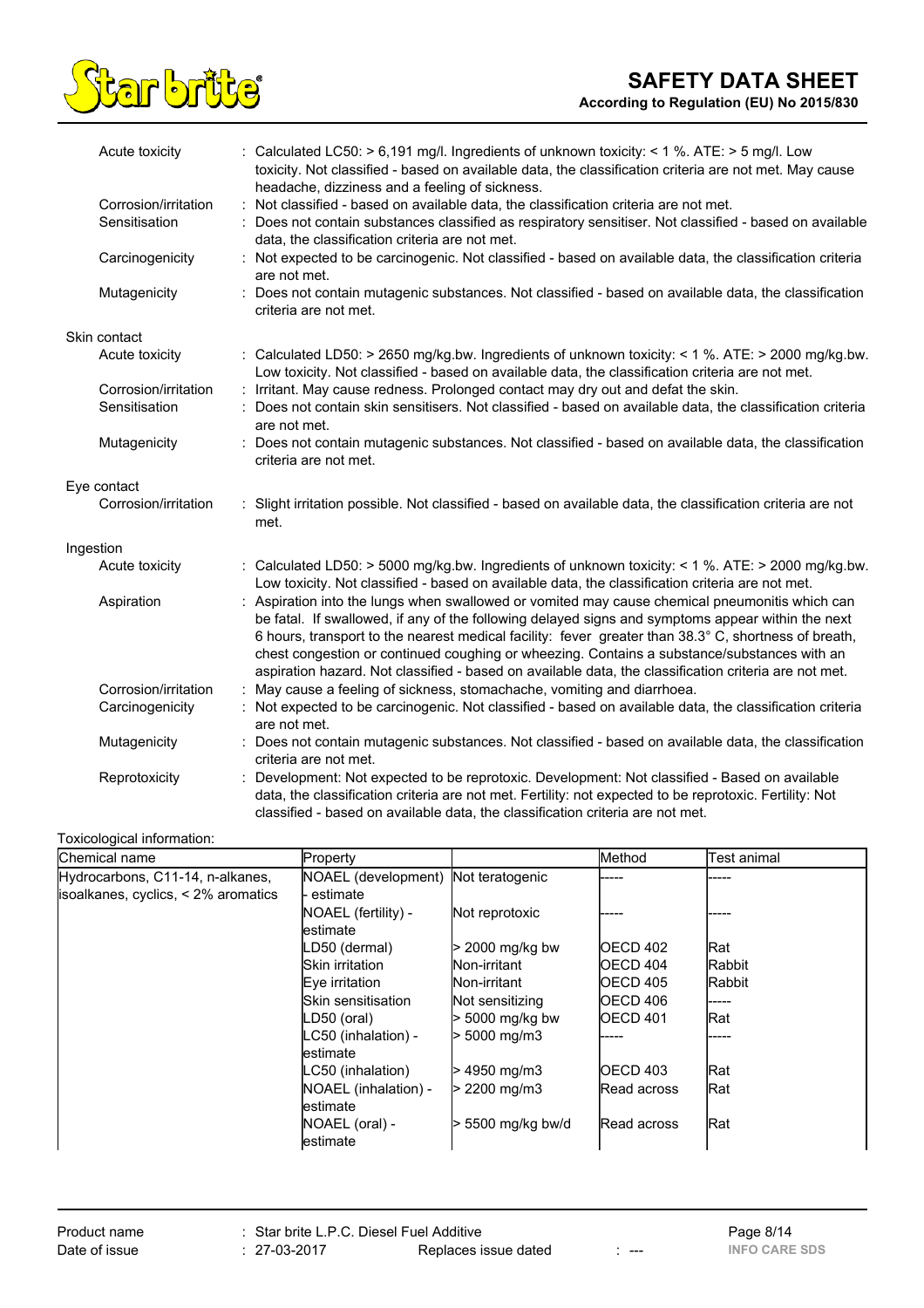| | |
|---|---|
| Acute toxicity | : Calculated LC50: > 6,191 mg/l. Ingredients of unknown toxicity: < 1 %. ATE: > 5 mg/l. Low toxicity. Not classified - based on available data, the classification criteria are not met. May cause headache, dizziness and a feeling of sickness. |
| Corrosion/irritation | : Not classified - based on available data, the classification criteria are not met. |
| Sensitisation | : Does not contain substances classified as respiratory sensitiser. Not classified - based on available data, the classification criteria are not met. |
| Carcinogenicity | : Not expected to be carcinogenic. Not classified - based on available data, the classification criteria are not met. |
| Mutagenicity | : Does not contain mutagenic substances. Not classified - based on available data, the classification criteria are not met. |

Skin contact

| | |
|---|---|
| Acute toxicity | : Calculated LD50: > 2650 mg/kg.bw. Ingredients of unknown toxicity: < 1 %. ATE: > 2000 mg/kg.bw. Low toxicity. Not classified - based on available data, the classification criteria are not met. |
| Corrosion/irritation | : Irritant. May cause redness. Prolonged contact may dry out and defat the skin. |
| Sensitisation | : Does not contain skin sensitisers. Not classified - based on available data, the classification criteria are not met. |
| Mutagenicity | : Does not contain mutagenic substances. Not classified - based on available data, the classification criteria are not met. |

Eye contact

| | |
|---|---|
| Corrosion/irritation | : Slight irritation possible. Not classified - based on available data, the classification criteria are not met. |

Ingestion

| | |
|---|---|
| Acute toxicity | : Calculated LD50: > 5000 mg/kg.bw. Ingredients of unknown toxicity: < 1 %. ATE: > 2000 mg/kg.bw. Low toxicity. Not classified - based on available data, the classification criteria are not met. |
| Aspiration | : Aspiration into the lungs when swallowed or vomited may cause chemical pneumonitis which can be fatal. If swallowed, if any of the following delayed signs and symptoms appear within the next 6 hours, transport to the nearest medical facility: fever greater than 38.3° C, shortness of breath, chest congestion or continued coughing or wheezing. Contains a substance/substances with an aspiration hazard. Not classified - based on available data, the classification criteria are not met. |
| Corrosion/irritation | : May cause a feeling of sickness, stomachache, vomiting and diarrhoea. |
| Carcinogenicity | : Not expected to be carcinogenic. Not classified - based on available data, the classification criteria are not met. |
| Mutagenicity | : Does not contain mutagenic substances. Not classified - based on available data, the classification criteria are not met. |
| Reprotoxicity | : Development: Not expected to be reprotoxic. Development: Not classified - Based on available data, the classification criteria are not met. Fertility: not expected to be reprotoxic. Fertility: Not classified - based on available data, the classification criteria are not met. |

Toxicological information:

| Chemical name | Property | | Method | Test animal |
|---|---|---|---|---|
| Hydrocarbons, C11-14, n-alkanes, isoalkanes, cyclics, < 2% aromatics | NOAEL (development) - estimate | Not teratogenic | ----- | ----- |
| | NOAEL (fertility) - estimate | Not reprotoxic | ----- | ----- |
| | LD50 (dermal) | > 2000 mg/kg bw | OECD 402 | Rat |
| | Skin irritation | Non-irritant | OECD 404 | Rabbit |
| | Eye irritation | Non-irritant | OECD 405 | Rabbit |
| | Skin sensitisation | Not sensitizing | OECD 406 | ----- |
| | LD50 (oral) | > 5000 mg/kg bw | OECD 401 | Rat |
| | LC50 (inhalation) - estimate | > 5000 mg/m3 | ----- | ----- |
| | LC50 (inhalation) | > 4950 mg/m3 | OECD 403 | Rat |
| | NOAEL (inhalation) - estimate | > 2200 mg/m3 | Read across | Rat |
| | NOAEL (oral) - estimate | > 5500 mg/kg bw/d | Read across | Rat |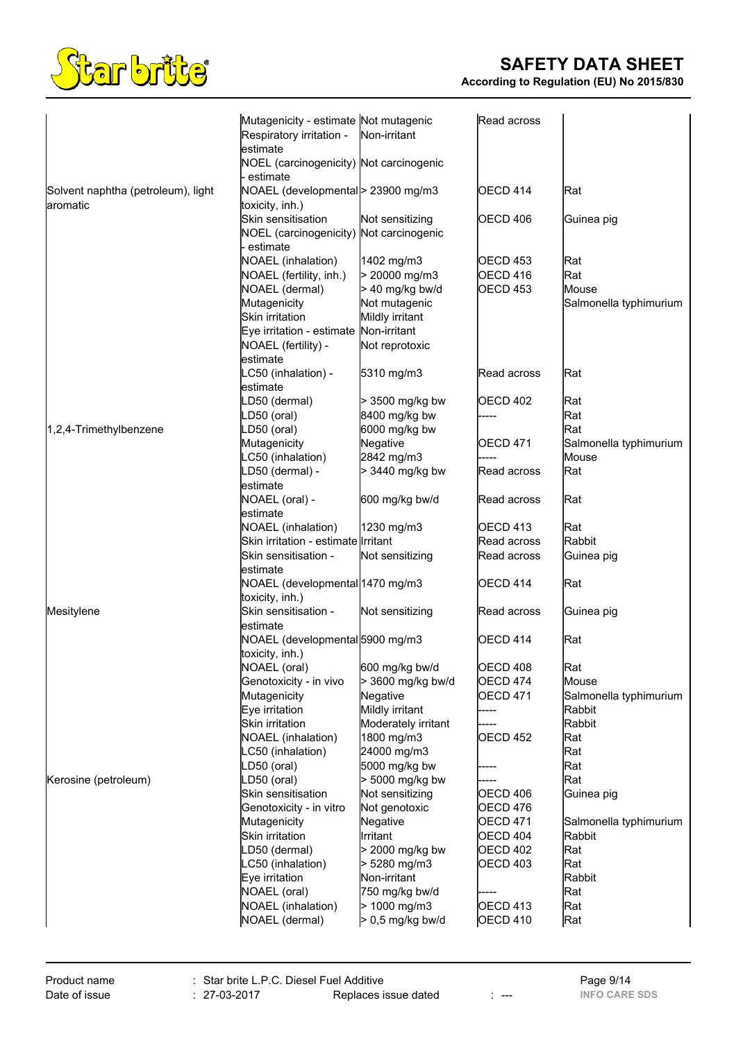| | | | | |
|---|---|---|---|---|
| | Mutagenicity - estimate | Not mutagenic | Read across | |
| | Respiratory irritation - estimate | Non-irritant | | |
| | NOEL (carcinogenicity) - estimate | Not carcinogenic | | |
| Solvent naphtha (petroleum), light aromatic | NOAEL (developmental toxicity, inh.) | > 23900 mg/m3 | OECD 414 | Rat |
| | Skin sensitisation | Not sensitizing | OECD 406 | Guinea pig |
| | NOEL (carcinogenicity) - estimate | Not carcinogenic | | |
| | NOAEL (inhalation) | 1402 mg/m3 | OECD 453 | Rat |
| | NOAEL (fertility, inh.) | > 20000 mg/m3 | OECD 416 | Rat |
| | NOAEL (dermal) | > 40 mg/kg bw/d | OECD 453 | Mouse |
| | Mutagenicity | Not mutagenic | | Salmonella typhimurium |
| | Skin irritation | Mildly irritant | | |
| | Eye irritation - estimate | Non-irritant | | |
| | NOAEL (fertility) - estimate | Not reprotoxic | | |
| | LC50 (inhalation) - estimate | 5310 mg/m3 | Read across | Rat |
| | LD50 (dermal) | > 3500 mg/kg bw | OECD 402 | Rat |
| | LD50 (oral) | 8400 mg/kg bw | ----- | Rat |
| 1,2,4-Trimethylbenzene | LD50 (oral) | 6000 mg/kg bw | | Rat |
| | Mutagenicity | Negative | OECD 471 | Salmonella typhimurium |
| | LC50 (inhalation) | 2842 mg/m3 | ----- | Mouse |
| | LD50 (dermal) - estimate | > 3440 mg/kg bw | Read across | Rat |
| | NOAEL (oral) - estimate | 600 mg/kg bw/d | Read across | Rat |
| | NOAEL (inhalation) | 1230 mg/m3 | OECD 413 | Rat |
| | Skin irritation - estimate | Irritant | Read across | Rabbit |
| | Skin sensitisation - estimate | Not sensitizing | Read across | Guinea pig |
| | NOAEL (developmental toxicity, inh.) | 1470 mg/m3 | OECD 414 | Rat |
| Mesitylene | Skin sensitisation - estimate | Not sensitizing | Read across | Guinea pig |
| | NOAEL (developmental toxicity, inh.) | 5900 mg/m3 | OECD 414 | Rat |
| | NOAEL (oral) | 600 mg/kg bw/d | OECD 408 | Rat |
| | Genotoxicity - in vivo | > 3600 mg/kg bw/d | OECD 474 | Mouse |
| | Mutagenicity | Negative | OECD 471 | Salmonella typhimurium |
| | Eye irritation | Mildly irritant | ----- | Rabbit |
| | Skin irritation | Moderately irritant | ----- | Rabbit |
| | NOAEL (inhalation) | 1800 mg/m3 | OECD 452 | Rat |
| | LC50 (inhalation) | 24000 mg/m3 | | Rat |
| | LD50 (oral) | 5000 mg/kg bw | ----- | Rat |
| Kerosine (petroleum) | LD50 (oral) | > 5000 mg/kg bw | ----- | Rat |
| | Skin sensitisation | Not sensitizing | OECD 406 | Guinea pig |
| | Genotoxicity - in vitro | Not genotoxic | OECD 476 | |
| | Mutagenicity | Negative | OECD 471 | Salmonella typhimurium |
| | Skin irritation | Irritant | OECD 404 | Rabbit |
| | LD50 (dermal) | > 2000 mg/kg bw | OECD 402 | Rat |
| | LC50 (inhalation) | > 5280 mg/m3 | OECD 403 | Rat |
| | Eye irritation | Non-irritant | | Rabbit |
| | NOAEL (oral) | 750 mg/kg bw/d | ----- | Rat |
| | NOAEL (inhalation) | > 1000 mg/m3 | OECD 413 | Rat |
| | NOAEL (dermal) | > 0,5 mg/kg bw/d | OECD 410 | Rat |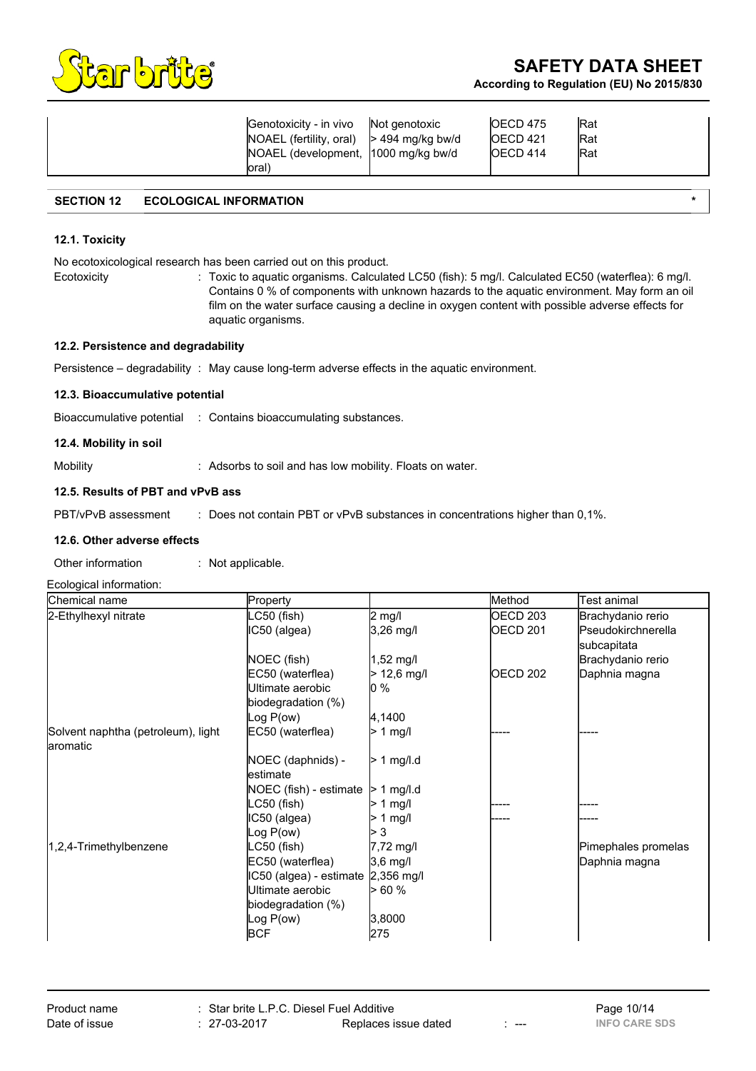| | | | | |
|---|---|---|---|---|
| | Genotoxicity - in vivo | Not genotoxic | OECD 475 | Rat |
| | NOAEL (fertility, oral) | > 494 mg/kg bw/d | OECD 421 | Rat |
| | NOAEL (development, oral) | 1000 mg/kg bw/d | OECD 414 | Rat |

## SECTION 12 ECOLOGICAL INFORMATION *

### 12.1. Toxicity

No ecotoxicological research has been carried out on this product.

Ecotoxicity : Toxic to aquatic organisms. Calculated LC50 (fish): 5 mg/l. Calculated EC50 (waterflea): 6 mg/l. Contains 0 % of components with unknown hazards to the aquatic environment. May form an oil film on the water surface causing a decline in oxygen content with possible adverse effects for aquatic organisms.

### 12.2. Persistence and degradability

Persistence – degradability : May cause long-term adverse effects in the aquatic environment.

### 12.3. Bioaccumulative potential

Bioaccumulative potential : Contains bioaccumulating substances.

### 12.4. Mobility in soil

Mobility : Adsorbs to soil and has low mobility. Floats on water.

### 12.5. Results of PBT and vPvB ass

PBT/vPvB assessment : Does not contain PBT or vPvB substances in concentrations higher than 0,1%.

### 12.6. Other adverse effects

Other information : Not applicable.

Ecological information:

| Chemical name | Property | | Method | Test animal |
|---|---|---|---|---|
| 2-Ethylhexyl nitrate | LC50 (fish) | 2 mg/l | OECD 203 | Brachydanio rerio |
| | IC50 (algea) | 3,26 mg/l | OECD 201 | Pseudokirchnerella subcapitata |
| | NOEC (fish) | 1,52 mg/l | | Brachydanio rerio |
| | EC50 (waterflea) | > 12,6 mg/l | OECD 202 | Daphnia magna |
| | Ultimate aerobic biodegradation (%) | 0 % | | |
| | Log P(ow) | 4,1400 | | |
| Solvent naphtha (petroleum), light aromatic | EC50 (waterflea) | > 1 mg/l | ----- | ----- |
| | NOEC (daphnids) - estimate | > 1 mg/l.d | | |
| | NOEC (fish) - estimate | > 1 mg/l.d | | |
| | LC50 (fish) | > 1 mg/l | ----- | ----- |
| | IC50 (algea) | > 1 mg/l | ----- | ----- |
| | Log P(ow) | > 3 | | |
| 1,2,4-Trimethylbenzene | LC50 (fish) | 7,72 mg/l | | Pimephales promelas |
| | EC50 (waterflea) | 3,6 mg/l | | Daphnia magna |
| | IC50 (algea) - estimate | 2,356 mg/l | | |
| | Ultimate aerobic biodegradation (%) | > 60 % | | |
| | Log P(ow) | 3,8000 | | |
| | BCF | 275 | | |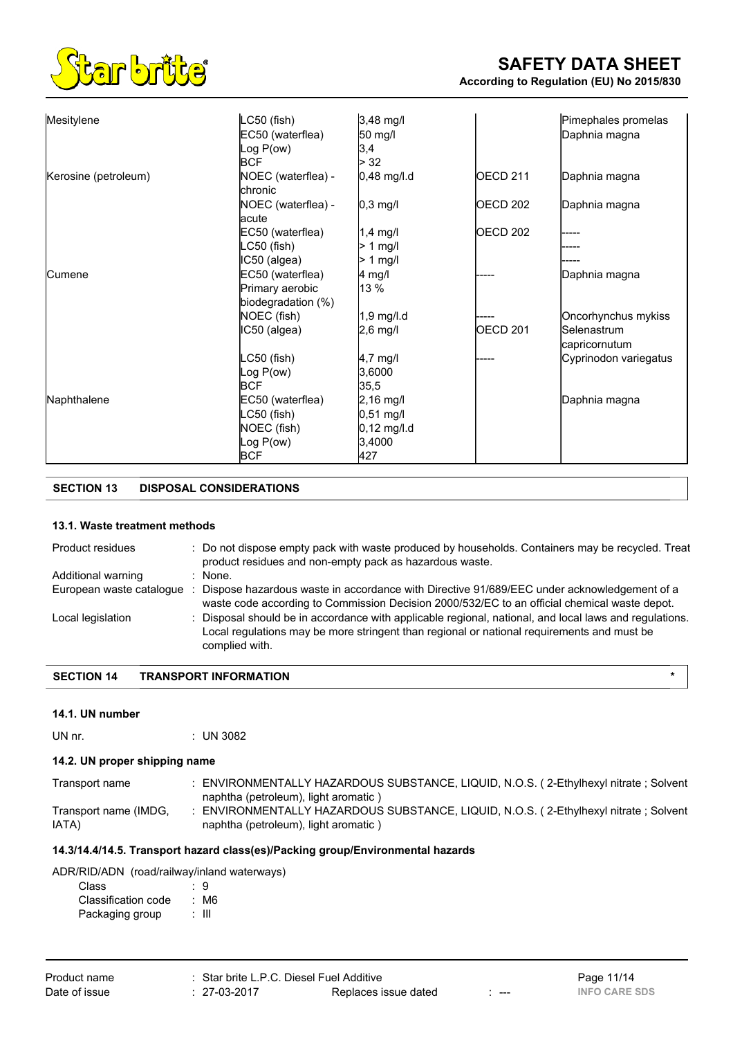| | | | | |
|---|---|---|---|---|
| Mesitylene | LC50 (fish) | 3,48 mg/l | | Pimephales promelas |
| | EC50 (waterflea) | 50 mg/l | | Daphnia magna |
| | Log P(ow) | 3,4 | | |
| | BCF | > 32 | | |
| Kerosine (petroleum) | NOEC (waterflea) - chronic | 0,48 mg/l.d | OECD 211 | Daphnia magna |
| | NOEC (waterflea) - acute | 0,3 mg/l | OECD 202 | Daphnia magna |
| | EC50 (waterflea) | 1,4 mg/l | OECD 202 | ----- |
| | LC50 (fish) | > 1 mg/l | | ----- |
| | IC50 (algea) | > 1 mg/l | | ----- |
| Cumene | EC50 (waterflea) | 4 mg/l | ----- | Daphnia magna |
| | Primary aerobic biodegradation (%) | 13 % | | |
| | NOEC (fish) | 1,9 mg/l.d | ----- | Oncorhynchus mykiss |
| | IC50 (algea) | 2,6 mg/l | OECD 201 | Selenastrum capricornutum |
| | LC50 (fish) | 4,7 mg/l | ----- | Cyprinodon variegatus |
| | Log P(ow) | 3,6000 | | |
| | BCF | 35,5 | | |
| Naphthalene | EC50 (waterflea) | 2,16 mg/l | | Daphnia magna |
| | LC50 (fish) | 0,51 mg/l | | |
| | NOEC (fish) | 0,12 mg/l.d | | |
| | Log P(ow) | 3,4000 | | |
| | BCF | 427 | | |

## SECTION 13 DISPOSAL CONSIDERATIONS

### 13.1. Waste treatment methods

| | |
|---|---|
| Product residues | : Do not dispose empty pack with waste produced by households. Containers may be recycled. Treat product residues and non-empty pack as hazardous waste. |
| Additional warning | : None. |
| European waste catalogue | : Dispose hazardous waste in accordance with Directive 91/689/EEC under acknowledgement of a waste code according to Commission Decision 2000/532/EC to an official chemical waste depot. |
| Local legislation | : Disposal should be in accordance with applicable regional, national, and local laws and regulations. Local regulations may be more stringent than regional or national requirements and must be complied with. |

## SECTION 14 TRANSPORT INFORMATION *

### 14.1. UN number

UN nr. : UN 3082

### 14.2. UN proper shipping name

| | |
|---|---|
| Transport name | : ENVIRONMENTALLY HAZARDOUS SUBSTANCE, LIQUID, N.O.S. ( 2-Ethylhexyl nitrate ; Solvent naphtha (petroleum), light aromatic ) |
| Transport name (IMDG, IATA) | : ENVIRONMENTALLY HAZARDOUS SUBSTANCE, LIQUID, N.O.S. ( 2-Ethylhexyl nitrate ; Solvent naphtha (petroleum), light aromatic ) |

### 14.3/14.4/14.5. Transport hazard class(es)/Packing group/Environmental hazards

ADR/RID/ADN (road/railway/inland waterways)

| | |
|---|---|
| Class | : 9 |
| Classification code | : M6 |
| Packaging group | : III |

Product name : Star brite L.P.C. Diesel Fuel Additive
Date of issue : 27-03-2017 Replaces issue dated : ---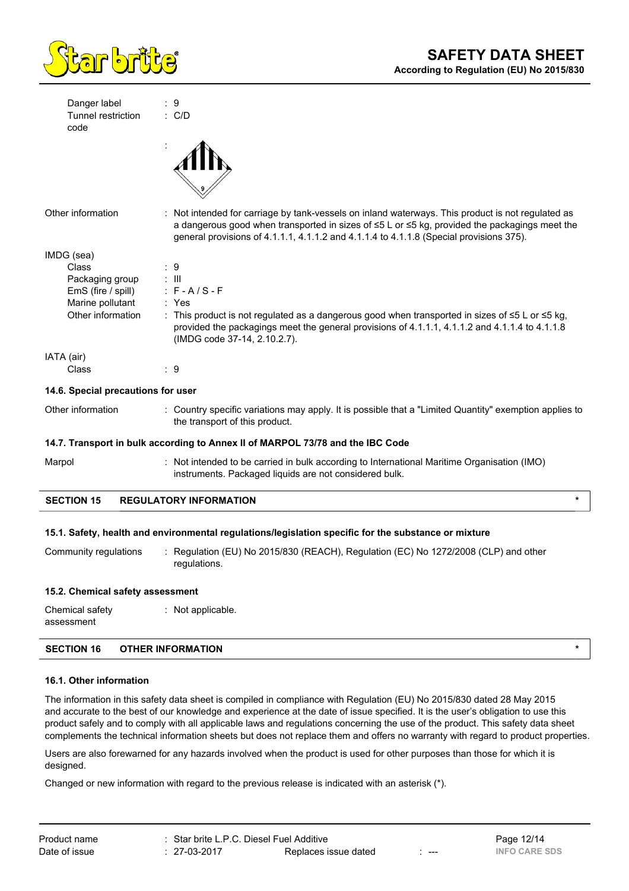| | |
|---|---|
| Danger label | : 9 |
| Tunnel restriction code | : C/D |
| | : |

| | |
|---|---|
| Other information | : Not intended for carriage by tank-vessels on inland waterways. This product is not regulated as a dangerous good when transported in sizes of ≤5 L or ≤5 kg, provided the packagings meet the general provisions of 4.1.1.1, 4.1.1.2 and 4.1.1.4 to 4.1.1.8 (Special provisions 375). |

IMDG (sea)

| | |
|---|---|
| Class | : 9 |
| Packaging group | : III |
| EmS (fire / spill) | : F - A / S - F |
| Marine pollutant | : Yes |
| Other information | : This product is not regulated as a dangerous good when transported in sizes of ≤5 L or ≤5 kg, provided the packagings meet the general provisions of 4.1.1.1, 4.1.1.2 and 4.1.1.4 to 4.1.1.8 (IMDG code 37-14, 2.10.2.7). |

IATA (air)

| | |
|---|---|
| Class | : 9 |

**14.6. Special precautions for user**

| | |
|---|---|
| Other information | : Country specific variations may apply. It is possible that a "Limited Quantity" exemption applies to the transport of this product. |

**14.7. Transport in bulk according to Annex II of MARPOL 73/78 and the IBC Code**

| | |
|---|---|
| Marpol | : Not intended to be carried in bulk according to International Maritime Organisation (IMO) instruments. Packaged liquids are not considered bulk. |

## SECTION 15 REGULATORY INFORMATION *

**15.1. Safety, health and environmental regulations/legislation specific for the substance or mixture**

| | |
|---|---|
| Community regulations | : Regulation (EU) No 2015/830 (REACH), Regulation (EC) No 1272/2008 (CLP) and other regulations. |

**15.2. Chemical safety assessment**

| | |
|---|---|
| Chemical safety assessment | : Not applicable. |

## SECTION 16 OTHER INFORMATION *

**16.1. Other information**

The information in this safety data sheet is compiled in compliance with Regulation (EU) No 2015/830 dated 28 May 2015 and accurate to the best of our knowledge and experience at the date of issue specified. It is the user's obligation to use this product safely and to comply with all applicable laws and regulations concerning the use of the product. This safety data sheet complements the technical information sheets but does not replace them and offers no warranty with regard to product properties.

Users are also forewarned for any hazards involved when the product is used for other purposes than those for which it is designed.

Changed or new information with regard to the previous release is indicated with an asterisk (*).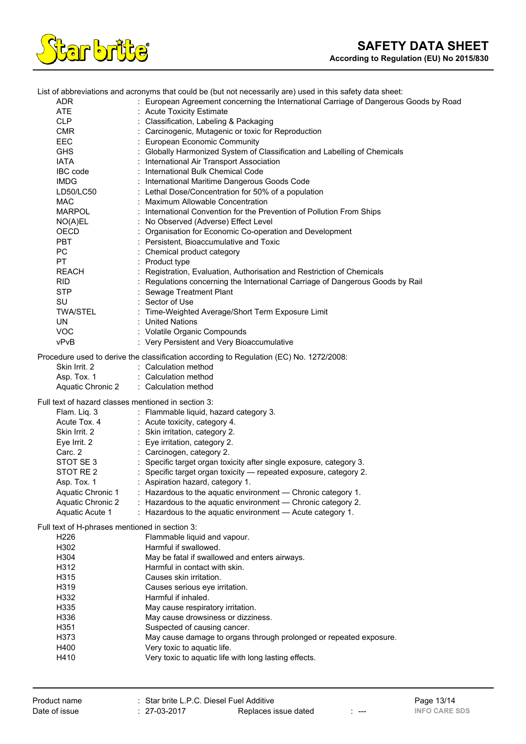List of abbreviations and acronyms that could be (but not necessarily are) used in this safety data sheet:

| | |
|---|---|
| ADR | : European Agreement concerning the International Carriage of Dangerous Goods by Road |
| ATE | : Acute Toxicity Estimate |
| CLP | : Classification, Labeling & Packaging |
| CMR | : Carcinogenic, Mutagenic or toxic for Reproduction |
| EEC | : European Economic Community |
| GHS | : Globally Harmonized System of Classification and Labelling of Chemicals |
| IATA | : International Air Transport Association |
| IBC code | : International Bulk Chemical Code |
| IMDG | : International Maritime Dangerous Goods Code |
| LD50/LC50 | : Lethal Dose/Concentration for 50% of a population |
| MAC | : Maximum Allowable Concentration |
| MARPOL | : International Convention for the Prevention of Pollution From Ships |
| NO(A)EL | : No Observed (Adverse) Effect Level |
| OECD | : Organisation for Economic Co-operation and Development |
| PBT | : Persistent, Bioaccumulative and Toxic |
| PC | : Chemical product category |
| PT | : Product type |
| REACH | : Registration, Evaluation, Authorisation and Restriction of Chemicals |
| RID | : Regulations concerning the International Carriage of Dangerous Goods by Rail |
| STP | : Sewage Treatment Plant |
| SU | : Sector of Use |
| TWA/STEL | : Time-Weighted Average/Short Term Exposure Limit |
| UN | : United Nations |
| VOC | : Volatile Organic Compounds |
| vPvB | : Very Persistent and Very Bioaccumulative |

Procedure used to derive the classification according to Regulation (EC) No. 1272/2008:

| | |
|---|---|
| Skin Irrit. 2 | : Calculation method |
| Asp. Tox. 1 | : Calculation method |
| Aquatic Chronic 2 | : Calculation method |

Full text of hazard classes mentioned in section 3:

| | |
|---|---|
| Flam. Liq. 3 | : Flammable liquid, hazard category 3. |
| Acute Tox. 4 | : Acute toxicity, category 4. |
| Skin Irrit. 2 | : Skin irritation, category 2. |
| Eye Irrit. 2 | : Eye irritation, category 2. |
| Carc. 2 | : Carcinogen, category 2. |
| STOT SE 3 | : Specific target organ toxicity after single exposure, category 3. |
| STOT RE 2 | : Specific target organ toxicity — repeated exposure, category 2. |
| Asp. Tox. 1 | : Aspiration hazard, category 1. |
| Aquatic Chronic 1 | : Hazardous to the aquatic environment — Chronic category 1. |
| Aquatic Chronic 2 | : Hazardous to the aquatic environment — Chronic category 2. |
| Aquatic Acute 1 | : Hazardous to the aquatic environment — Acute category 1. |

Full text of H-phrases mentioned in section 3:

| | |
|---|---|
| H226 | Flammable liquid and vapour. |
| H302 | Harmful if swallowed. |
| H304 | May be fatal if swallowed and enters airways. |
| H312 | Harmful in contact with skin. |
| H315 | Causes skin irritation. |
| H319 | Causes serious eye irritation. |
| H332 | Harmful if inhaled. |
| H335 | May cause respiratory irritation. |
| H336 | May cause drowsiness or dizziness. |
| H351 | Suspected of causing cancer. |
| H373 | May cause damage to organs through prolonged or repeated exposure. |
| H400 | Very toxic to aquatic life. |
| H410 | Very toxic to aquatic life with long lasting effects. |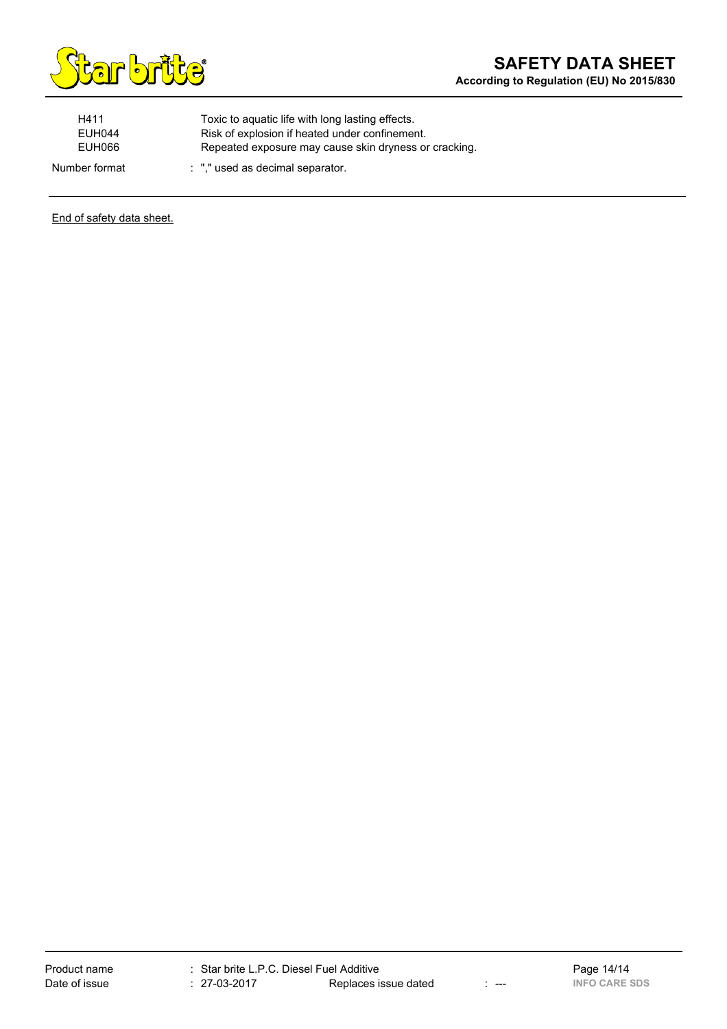| | |
|---|---|
| H411 | Toxic to aquatic life with long lasting effects. |
| EUH044 | Risk of explosion if heated under confinement. |
| EUH066 | Repeated exposure may cause skin dryness or cracking. |

Number format : "," used as decimal separator.

End of safety data sheet.